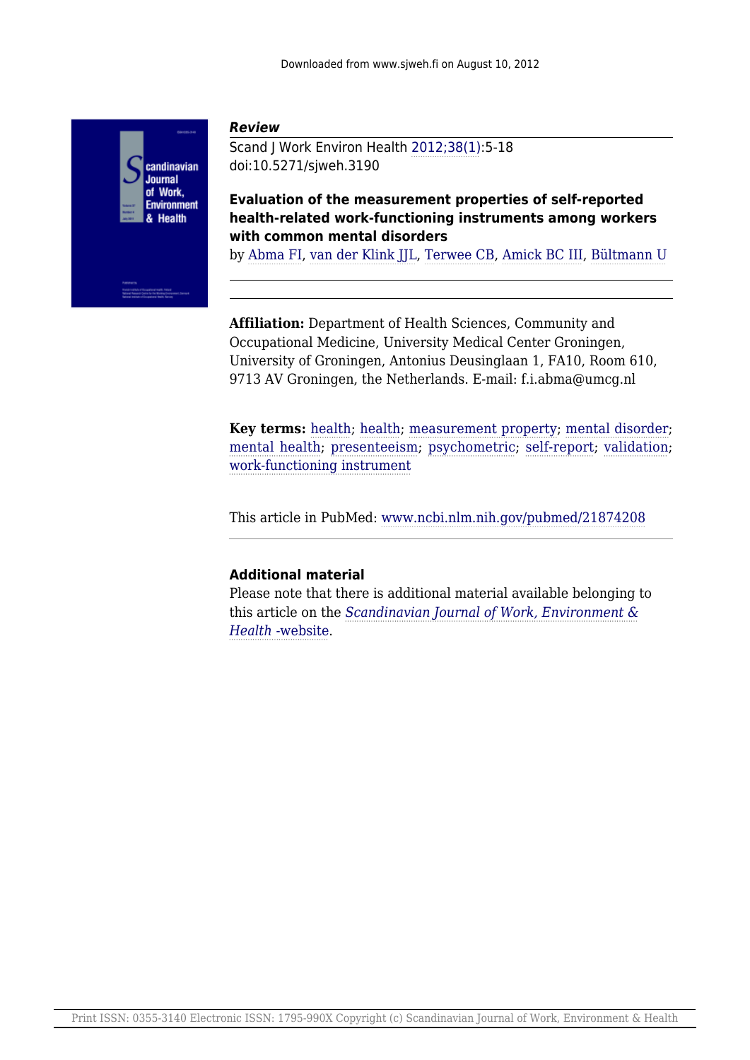***Review***

Scand J Work Environ Health 2012;38(1):5-18

doi:10.5271/sjweh.3190

**Evaluation of the measurement properties of self-reported health-related work-functioning instruments among workers with common mental disorders**

by Abma FI, van der Klink JJL, Terwee CB, Amick BC III, Bültmann U

**Affiliation:** Department of Health Sciences, Community and Occupational Medicine, University Medical Center Groningen, University of Groningen, Antonius Deusinglaan 1, FA10, Room 610, 9713 AV Groningen, the Netherlands. E-mail: f.i.abma@umcg.nl

**Key terms:** health; health; measurement property; mental disorder; mental health; presenteeism; psychometric; self-report; validation; work-functioning instrument

This article in PubMed: www.ncbi.nlm.nih.gov/pubmed/21874208

**Additional material**

Please note that there is additional material available belonging to this article on the *Scandinavian Journal of Work, Environment & Health* -website.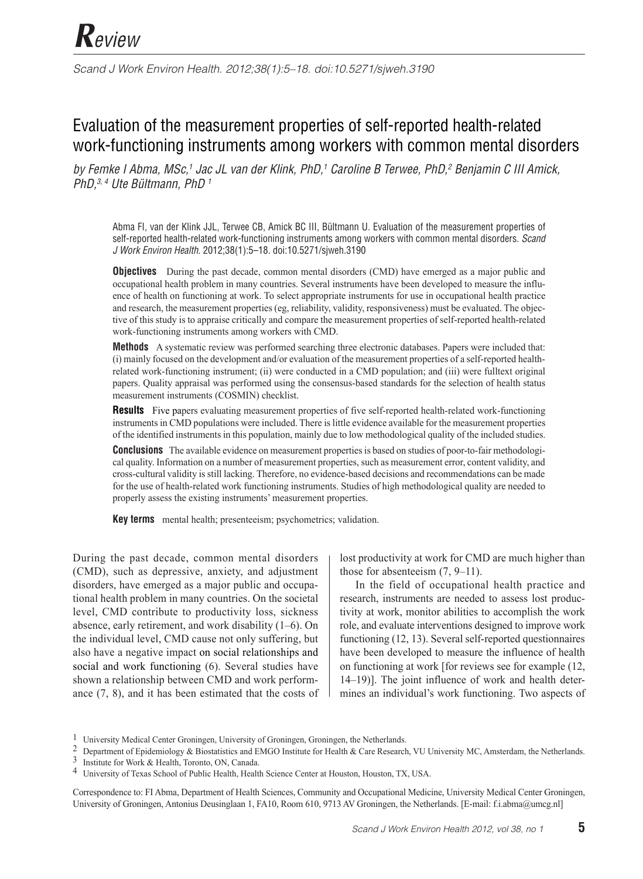# *Review*

# Evaluation of the measurement properties of self-reported health-related work-functioning instruments among workers with common mental disorders

*by Femke I Abma, MSc,[1] Jac JL van der Klink, PhD,[1] Caroline B Terwee, PhD,[2] Benjamin C III Amick, PhD,[3, 4] Ute Bültmann, PhD [1]*

Abma FI, van der Klink JJL, Terwee CB, Amick BC III, Bültmann U. Evaluation of the measurement properties of self-reported health-related work-functioning instruments among workers with common mental disorders. *Scand J Work Environ Health.* 2012;38(1):5–18. doi:10.5271/sjweh.3190

**Objectives** During the past decade, common mental disorders (CMD) have emerged as a major public and occupational health problem in many countries. Several instruments have been developed to measure the influence of health on functioning at work. To select appropriate instruments for use in occupational health practice and research, the measurement properties (eg, reliability, validity, responsiveness) must be evaluated. The objective of this study is to appraise critically and compare the measurement properties of self-reported health-related work-functioning instruments among workers with CMD.

**Methods** A systematic review was performed searching three electronic databases. Papers were included that: (i) mainly focused on the development and/or evaluation of the measurement properties of a self-reported health-related work-functioning instrument; (ii) were conducted in a CMD population; and (iii) were fulltext original papers. Quality appraisal was performed using the consensus-based standards for the selection of health status measurement instruments (COSMIN) checklist.

**Results** Five papers evaluating measurement properties of five self-reported health-related work-functioning instruments in CMD populations were included. There is little evidence available for the measurement properties of the identified instruments in this population, mainly due to low methodological quality of the included studies.

**Conclusions** The available evidence on measurement properties is based on studies of poor-to-fair methodological quality. Information on a number of measurement properties, such as measurement error, content validity, and cross-cultural validity is still lacking. Therefore, no evidence-based decisions and recommendations can be made for the use of health-related work functioning instruments. Studies of high methodological quality are needed to properly assess the existing instruments' measurement properties.

**Key terms** mental health; presenteeism; psychometrics; validation.

During the past decade, common mental disorders (CMD), such as depressive, anxiety, and adjustment disorders, have emerged as a major public and occupational health problem in many countries. On the societal level, CMD contribute to productivity loss, sickness absence, early retirement, and work disability (1–6). On the individual level, CMD cause not only suffering, but also have a negative impact on social relationships and social and work functioning (6). Several studies have shown a relationship between CMD and work performance (7, 8), and it has been estimated that the costs of lost productivity at work for CMD are much higher than those for absenteeism (7, 9–11).

In the field of occupational health practice and research, instruments are needed to assess lost productivity at work, monitor abilities to accomplish the work role, and evaluate interventions designed to improve work functioning (12, 13). Several self-reported questionnaires have been developed to measure the influence of health on functioning at work [for reviews see for example (12, 14–19)]. The joint influence of work and health determines an individual's work functioning. Two aspects of

[1] University Medical Center Groningen, University of Groningen, Groningen, the Netherlands.
[2] Department of Epidemiology & Biostatistics and EMGO Institute for Health & Care Research, VU University MC, Amsterdam, the Netherlands.
[3] Institute for Work & Health, Toronto, ON, Canada.
[4] University of Texas School of Public Health, Health Science Center at Houston, Houston, TX, USA.

Correspondence to: FI Abma, Department of Health Sciences, Community and Occupational Medicine, University Medical Center Groningen, University of Groningen, Antonius Deusinglaan 1, FA10, Room 610, 9713 AV Groningen, the Netherlands. [E-mail: f.i.abma@umcg.nl]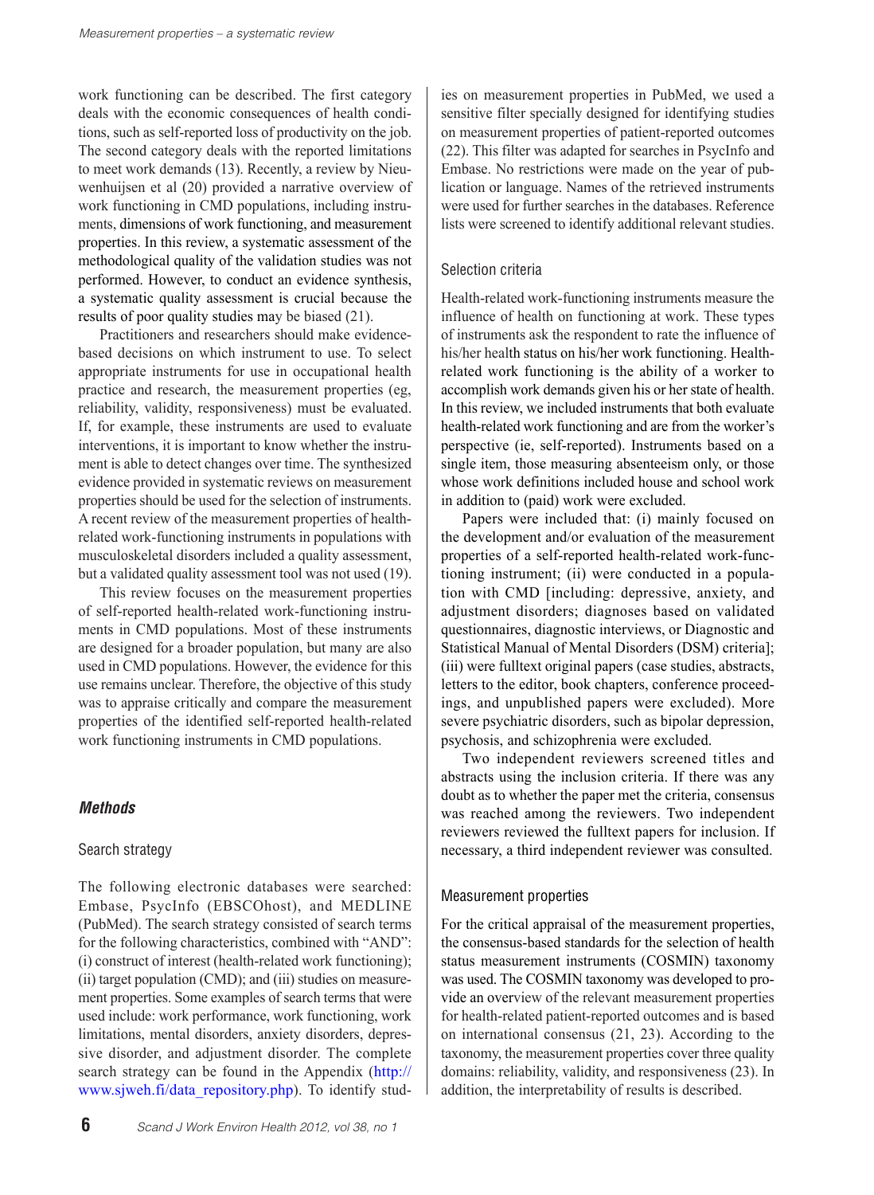work functioning can be described. The first category deals with the economic consequences of health conditions, such as self-reported loss of productivity on the job. The second category deals with the reported limitations to meet work demands (13). Recently, a review by Nieuwenhuijsen et al (20) provided a narrative overview of work functioning in CMD populations, including instruments, dimensions of work functioning, and measurement properties. In this review, a systematic assessment of the methodological quality of the validation studies was not performed. However, to conduct an evidence synthesis, a systematic quality assessment is crucial because the results of poor quality studies may be biased (21).

Practitioners and researchers should make evidence-based decisions on which instrument to use. To select appropriate instruments for use in occupational health practice and research, the measurement properties (eg, reliability, validity, responsiveness) must be evaluated. If, for example, these instruments are used to evaluate interventions, it is important to know whether the instrument is able to detect changes over time. The synthesized evidence provided in systematic reviews on measurement properties should be used for the selection of instruments. A recent review of the measurement properties of health-related work-functioning instruments in populations with musculoskeletal disorders included a quality assessment, but a validated quality assessment tool was not used (19).

This review focuses on the measurement properties of self-reported health-related work-functioning instruments in CMD populations. Most of these instruments are designed for a broader population, but many are also used in CMD populations. However, the evidence for this use remains unclear. Therefore, the objective of this study was to appraise critically and compare the measurement properties of the identified self-reported health-related work functioning instruments in CMD populations.

## *Methods*

### Search strategy

The following electronic databases were searched: Embase, PsycInfo (EBSCOhost), and MEDLINE (PubMed). The search strategy consisted of search terms for the following characteristics, combined with "AND": (i) construct of interest (health-related work functioning); (ii) target population (CMD); and (iii) studies on measurement properties. Some examples of search terms that were used include: work performance, work functioning, work limitations, mental disorders, anxiety disorders, depressive disorder, and adjustment disorder. The complete search strategy can be found in the Appendix (http://www.sjweh.fi/data_repository.php). To identify studies on measurement properties in PubMed, we used a sensitive filter specially designed for identifying studies on measurement properties of patient-reported outcomes (22). This filter was adapted for searches in PsycInfo and Embase. No restrictions were made on the year of publication or language. Names of the retrieved instruments were used for further searches in the databases. Reference lists were screened to identify additional relevant studies.

### Selection criteria

Health-related work-functioning instruments measure the influence of health on functioning at work. These types of instruments ask the respondent to rate the influence of his/her health status on his/her work functioning. Health-related work functioning is the ability of a worker to accomplish work demands given his or her state of health. In this review, we included instruments that both evaluate health-related work functioning and are from the worker's perspective (ie, self-reported). Instruments based on a single item, those measuring absenteeism only, or those whose work definitions included house and school work in addition to (paid) work were excluded.

Papers were included that: (i) mainly focused on the development and/or evaluation of the measurement properties of a self-reported health-related work-functioning instrument; (ii) were conducted in a population with CMD [including: depressive, anxiety, and adjustment disorders; diagnoses based on validated questionnaires, diagnostic interviews, or Diagnostic and Statistical Manual of Mental Disorders (DSM) criteria]; (iii) were fulltext original papers (case studies, abstracts, letters to the editor, book chapters, conference proceedings, and unpublished papers were excluded). More severe psychiatric disorders, such as bipolar depression, psychosis, and schizophrenia were excluded.

Two independent reviewers screened titles and abstracts using the inclusion criteria. If there was any doubt as to whether the paper met the criteria, consensus was reached among the reviewers. Two independent reviewers reviewed the fulltext papers for inclusion. If necessary, a third independent reviewer was consulted.

### Measurement properties

For the critical appraisal of the measurement properties, the consensus-based standards for the selection of health status measurement instruments (COSMIN) taxonomy was used. The COSMIN taxonomy was developed to provide an overview of the relevant measurement properties for health-related patient-reported outcomes and is based on international consensus (21, 23). According to the taxonomy, the measurement properties cover three quality domains: reliability, validity, and responsiveness (23). In addition, the interpretability of results is described.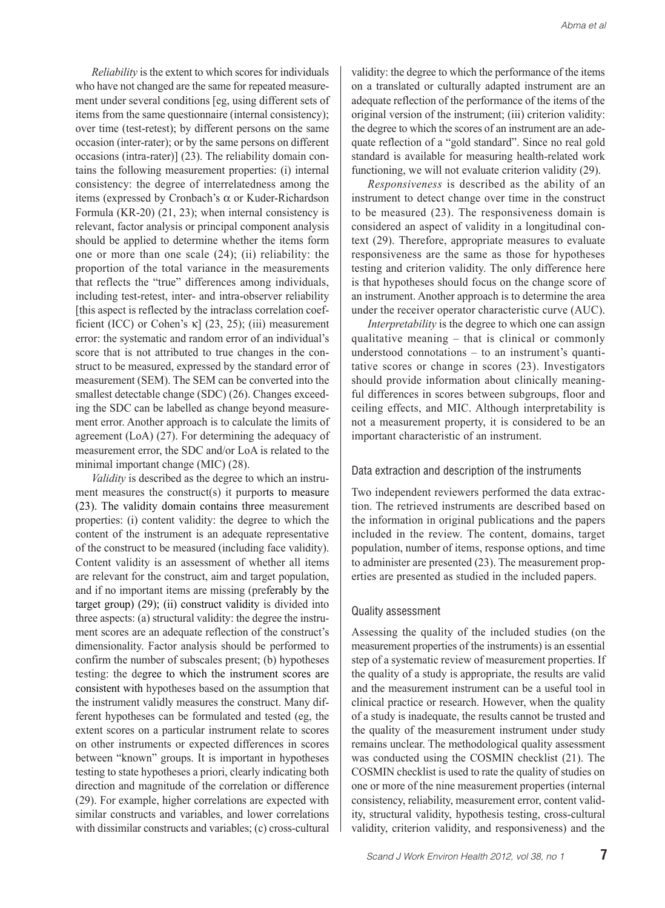*Reliability* is the extent to which scores for individuals who have not changed are the same for repeated measurement under several conditions [eg, using different sets of items from the same questionnaire (internal consistency); over time (test-retest); by different persons on the same occasion (inter-rater); or by the same persons on different occasions (intra-rater)] (23). The reliability domain contains the following measurement properties: (i) internal consistency: the degree of interrelatedness among the items (expressed by Cronbach's $\alpha$ or Kuder-Richardson Formula (KR-20) (21, 23); when internal consistency is relevant, factor analysis or principal component analysis should be applied to determine whether the items form one or more than one scale (24); (ii) reliability: the proportion of the total variance in the measurements that reflects the "true" differences among individuals, including test-retest, inter- and intra-observer reliability [this aspect is reflected by the intraclass correlation coefficient (ICC) or Cohen's $\kappa$] (23, 25); (iii) measurement error: the systematic and random error of an individual's score that is not attributed to true changes in the construct to be measured, expressed by the standard error of measurement (SEM). The SEM can be converted into the smallest detectable change (SDC) (26). Changes exceeding the SDC can be labelled as change beyond measurement error. Another approach is to calculate the limits of agreement (LoA) (27). For determining the adequacy of measurement error, the SDC and/or LoA is related to the minimal important change (MIC) (28).

*Validity* is described as the degree to which an instrument measures the construct(s) it purports to measure (23). The validity domain contains three measurement properties: (i) content validity: the degree to which the content of the instrument is an adequate representative of the construct to be measured (including face validity). Content validity is an assessment of whether all items are relevant for the construct, aim and target population, and if no important items are missing (preferably by the target group) (29); (ii) construct validity is divided into three aspects: (a) structural validity: the degree the instrument scores are an adequate reflection of the construct's dimensionality. Factor analysis should be performed to confirm the number of subscales present; (b) hypotheses testing: the degree to which the instrument scores are consistent with hypotheses based on the assumption that the instrument validly measures the construct. Many different hypotheses can be formulated and tested (eg, the extent scores on a particular instrument relate to scores on other instruments or expected differences in scores between "known" groups. It is important in hypotheses testing to state hypotheses a priori, clearly indicating both direction and magnitude of the correlation or difference (29). For example, higher correlations are expected with similar constructs and variables, and lower correlations with dissimilar constructs and variables; (c) cross-cultural validity: the degree to which the performance of the items on a translated or culturally adapted instrument are an adequate reflection of the performance of the items of the original version of the instrument; (iii) criterion validity: the degree to which the scores of an instrument are an adequate reflection of a "gold standard". Since no real gold standard is available for measuring health-related work functioning, we will not evaluate criterion validity (29).

*Responsiveness* is described as the ability of an instrument to detect change over time in the construct to be measured (23). The responsiveness domain is considered an aspect of validity in a longitudinal context (29). Therefore, appropriate measures to evaluate responsiveness are the same as those for hypotheses testing and criterion validity. The only difference here is that hypotheses should focus on the change score of an instrument. Another approach is to determine the area under the receiver operator characteristic curve (AUC).

*Interpretability* is the degree to which one can assign qualitative meaning – that is clinical or commonly understood connotations – to an instrument's quantitative scores or change in scores (23). Investigators should provide information about clinically meaningful differences in scores between subgroups, floor and ceiling effects, and MIC. Although interpretability is not a measurement property, it is considered to be an important characteristic of an instrument.

## Data extraction and description of the instruments

Two independent reviewers performed the data extraction. The retrieved instruments are described based on the information in original publications and the papers included in the review. The content, domains, target population, number of items, response options, and time to administer are presented (23). The measurement properties are presented as studied in the included papers.

## Quality assessment

Assessing the quality of the included studies (on the measurement properties of the instruments) is an essential step of a systematic review of measurement properties. If the quality of a study is appropriate, the results are valid and the measurement instrument can be a useful tool in clinical practice or research. However, when the quality of a study is inadequate, the results cannot be trusted and the quality of the measurement instrument under study remains unclear. The methodological quality assessment was conducted using the COSMIN checklist (21). The COSMIN checklist is used to rate the quality of studies on one or more of the nine measurement properties (internal consistency, reliability, measurement error, content validity, structural validity, hypothesis testing, cross-cultural validity, criterion validity, and responsiveness) and the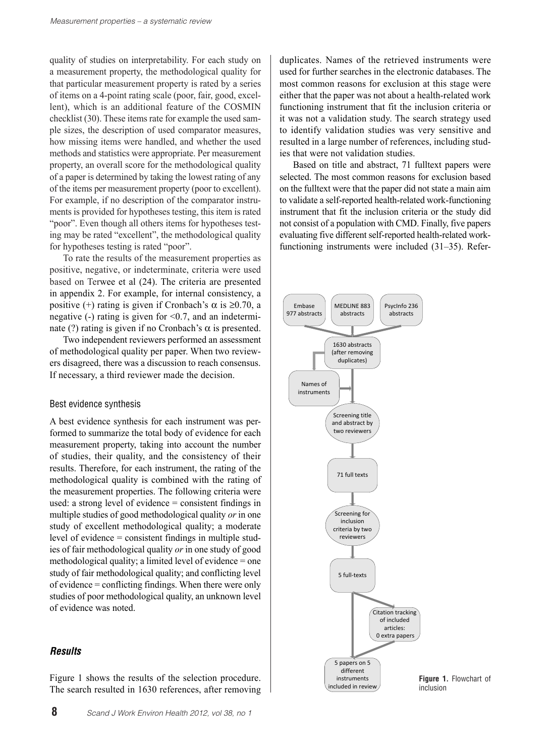quality of studies on interpretability. For each study on a measurement property, the methodological quality for that particular measurement property is rated by a series of items on a 4-point rating scale (poor, fair, good, excellent), which is an additional feature of the COSMIN checklist (30). These items rate for example the used sample sizes, the description of used comparator measures, how missing items were handled, and whether the used methods and statistics were appropriate. Per measurement property, an overall score for the methodological quality of a paper is determined by taking the lowest rating of any of the items per measurement property (poor to excellent). For example, if no description of the comparator instruments is provided for hypotheses testing, this item is rated "poor". Even though all others items for hypotheses testing may be rated "excellent", the methodological quality for hypotheses testing is rated "poor".

To rate the results of the measurement properties as positive, negative, or indeterminate, criteria were used based on Terwee et al (24). The criteria are presented in appendix 2. For example, for internal consistency, a positive (+) rating is given if Cronbach's $\alpha$ is $\geq 0.70$, a negative (-) rating is given for $<0.7$, and an indeterminate (?) rating is given if no Cronbach's $\alpha$ is presented.

Two independent reviewers performed an assessment of methodological quality per paper. When two reviewers disagreed, there was a discussion to reach consensus. If necessary, a third reviewer made the decision.

### Best evidence synthesis

A best evidence synthesis for each instrument was performed to summarize the total body of evidence for each measurement property, taking into account the number of studies, their quality, and the consistency of their results. Therefore, for each instrument, the rating of the methodological quality is combined with the rating of the measurement properties. The following criteria were used: a strong level of evidence = consistent findings in multiple studies of good methodological quality *or* in one study of excellent methodological quality; a moderate level of evidence = consistent findings in multiple studies of fair methodological quality *or* in one study of good methodological quality; a limited level of evidence = one study of fair methodological quality; and conflicting level of evidence = conflicting findings. When there were only studies of poor methodological quality, an unknown level of evidence was noted.

## *Results*

Figure 1 shows the results of the selection procedure. The search resulted in 1630 references, after removing duplicates. Names of the retrieved instruments were used for further searches in the electronic databases. The most common reasons for exclusion at this stage were either that the paper was not about a health-related work functioning instrument that fit the inclusion criteria or it was not a validation study. The search strategy used to identify validation studies was very sensitive and resulted in a large number of references, including studies that were not validation studies.

Based on title and abstract, 71 fulltext papers were selected. The most common reasons for exclusion based on the fulltext were that the paper did not state a main aim to validate a self-reported health-related work-functioning instrument that fit the inclusion criteria or the study did not consist of a population with CMD. Finally, five papers evaluating five different self-reported health-related work-functioning instruments were included (31–35). Refer-

Embase 977 abstracts | MEDLINE 883 abstracts | PsycInfo 236 abstracts

1630 abstracts (after removing duplicates)

Names of instruments

Screening title and abstract by two reviewers

71 full texts

Screening for inclusion criteria by two reviewers

5 full-texts

Citation tracking of included articles: 0 extra papers

5 papers on 5 different instruments included in review

**Figure 1.** Flowchart of inclusion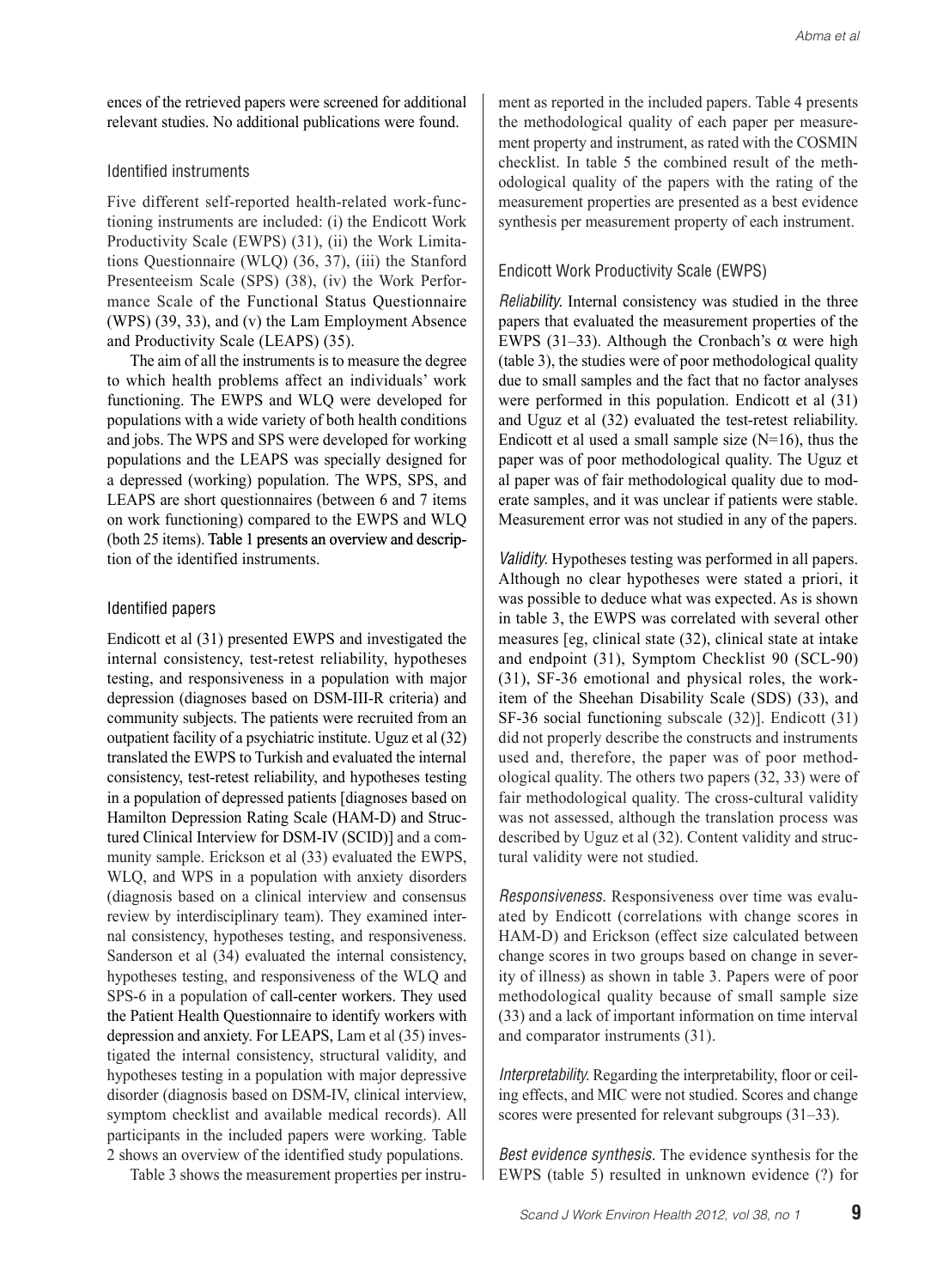ences of the retrieved papers were screened for additional relevant studies. No additional publications were found.

### Identified instruments

Five different self-reported health-related work-functioning instruments are included: (i) the Endicott Work Productivity Scale (EWPS) (31), (ii) the Work Limitations Questionnaire (WLQ) (36, 37), (iii) the Stanford Presenteeism Scale (SPS) (38), (iv) the Work Performance Scale of the Functional Status Questionnaire (WPS) (39, 33), and (v) the Lam Employment Absence and Productivity Scale (LEAPS) (35).

The aim of all the instruments is to measure the degree to which health problems affect an individuals' work functioning. The EWPS and WLQ were developed for populations with a wide variety of both health conditions and jobs. The WPS and SPS were developed for working populations and the LEAPS was specially designed for a depressed (working) population. The WPS, SPS, and LEAPS are short questionnaires (between 6 and 7 items on work functioning) compared to the EWPS and WLQ (both 25 items). Table 1 presents an overview and description of the identified instruments.

### Identified papers

Endicott et al (31) presented EWPS and investigated the internal consistency, test-retest reliability, hypotheses testing, and responsiveness in a population with major depression (diagnoses based on DSM-III-R criteria) and community subjects. The patients were recruited from an outpatient facility of a psychiatric institute. Uguz et al (32) translated the EWPS to Turkish and evaluated the internal consistency, test-retest reliability, and hypotheses testing in a population of depressed patients [diagnoses based on Hamilton Depression Rating Scale (HAM-D) and Structured Clinical Interview for DSM-IV (SCID)] and a community sample. Erickson et al (33) evaluated the EWPS, WLQ, and WPS in a population with anxiety disorders (diagnosis based on a clinical interview and consensus review by interdisciplinary team). They examined internal consistency, hypotheses testing, and responsiveness. Sanderson et al (34) evaluated the internal consistency, hypotheses testing, and responsiveness of the WLQ and SPS-6 in a population of call-center workers. They used the Patient Health Questionnaire to identify workers with depression and anxiety. For LEAPS, Lam et al (35) investigated the internal consistency, structural validity, and hypotheses testing in a population with major depressive disorder (diagnosis based on DSM-IV, clinical interview, symptom checklist and available medical records). All participants in the included papers were working. Table 2 shows an overview of the identified study populations.

Table 3 shows the measurement properties per instrument as reported in the included papers. Table 4 presents the methodological quality of each paper per measurement property and instrument, as rated with the COSMIN checklist. In table 5 the combined result of the methodological quality of the papers with the rating of the measurement properties are presented as a best evidence synthesis per measurement property of each instrument.

### Endicott Work Productivity Scale (EWPS)

*Reliability.* Internal consistency was studied in the three papers that evaluated the measurement properties of the EWPS (31–33). Although the Cronbach's $\alpha$ were high (table 3), the studies were of poor methodological quality due to small samples and the fact that no factor analyses were performed in this population. Endicott et al (31) and Uguz et al (32) evaluated the test-retest reliability. Endicott et al used a small sample size (N=16), thus the paper was of poor methodological quality. The Uguz et al paper was of fair methodological quality due to moderate samples, and it was unclear if patients were stable. Measurement error was not studied in any of the papers.

*Validity.* Hypotheses testing was performed in all papers. Although no clear hypotheses were stated a priori, it was possible to deduce what was expected. As is shown in table 3, the EWPS was correlated with several other measures [eg, clinical state (32), clinical state at intake and endpoint (31), Symptom Checklist 90 (SCL-90) (31), SF-36 emotional and physical roles, the work-item of the Sheehan Disability Scale (SDS) (33), and SF-36 social functioning subscale (32)]. Endicott (31) did not properly describe the constructs and instruments used and, therefore, the paper was of poor methodological quality. The others two papers (32, 33) were of fair methodological quality. The cross-cultural validity was not assessed, although the translation process was described by Uguz et al (32). Content validity and structural validity were not studied.

*Responsiveness.* Responsiveness over time was evaluated by Endicott (correlations with change scores in HAM-D) and Erickson (effect size calculated between change scores in two groups based on change in severity of illness) as shown in table 3. Papers were of poor methodological quality because of small sample size (33) and a lack of important information on time interval and comparator instruments (31).

*Interpretability.* Regarding the interpretability, floor or ceiling effects, and MIC were not studied. Scores and change scores were presented for relevant subgroups (31–33).

*Best evidence synthesis.* The evidence synthesis for the EWPS (table 5) resulted in unknown evidence (?) for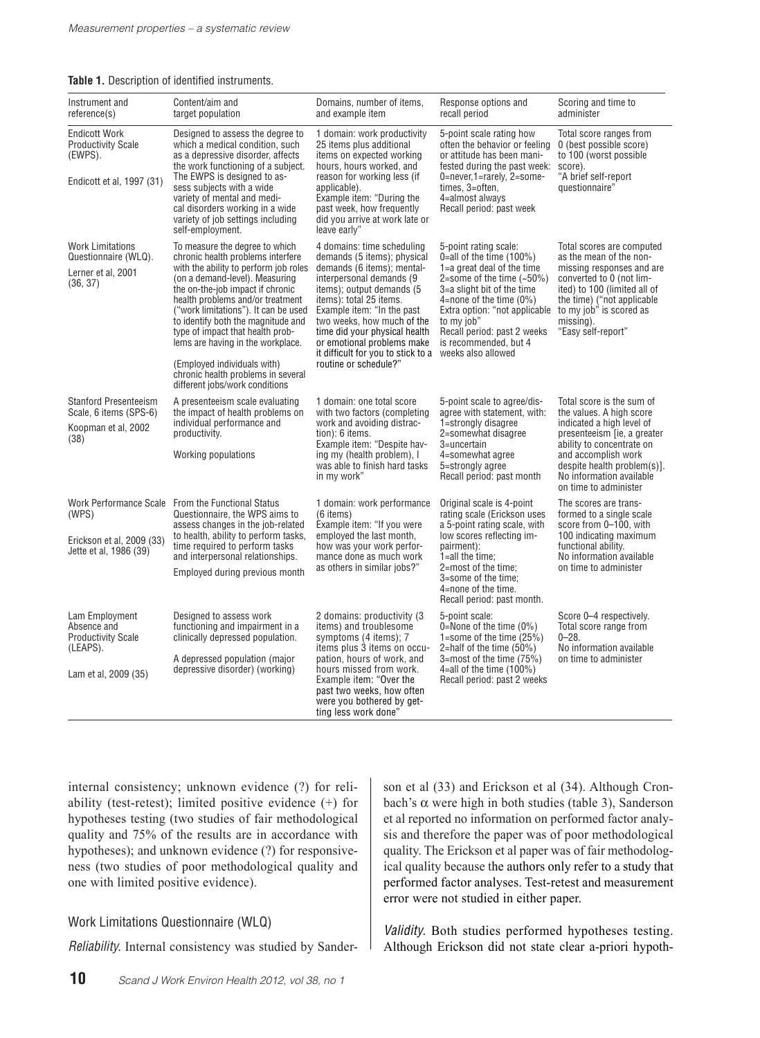**Table 1.** Description of identified instruments.

| Instrument and reference(s) | Content/aim and target population | Domains, number of items, and example item | Response options and recall period | Scoring and time to administer |
|---|---|---|---|---|
| Endicott Work Productivity Scale (EWPS). Endicott et al, 1997 (31) | Designed to assess the degree to which a medical condition, such as a depressive disorder, affects the work functioning of a subject. The EWPS is designed to assess subjects with a wide variety of mental and medical disorders working in a wide variety of job settings including self-employment. | 1 domain: work productivity 25 items plus additional items on expected working hours, hours worked, and reason for working less (if applicable). Example item: "During the past week, how frequently did you arrive at work late or leave early" | 5-point scale rating how often the behavior or feeling or attitude has been manifested during the past week: 0=never,1=rarely, 2=sometimes, 3=often, 4=almost always Recall period: past week | Total score ranges from 0 (best possible score) to 100 (worst possible score). "A brief self-report questionnaire" |
| Work Limitations Questionnaire (WLQ). Lerner et al, 2001 (36, 37) | To measure the degree to which chronic health problems interfere with the ability to perform job roles (on a demand-level). Measuring the on-the-job impact if chronic health problems and/or treatment ("work limitations"). It can be used to identify both the magnitude and type of impact that health problems are having in the workplace. (Employed individuals with) chronic health problems in several different jobs/work conditions | 4 domains: time scheduling demands (5 items); physical demands (6 items); mental-interpersonal demands (9 items); output demands (5 items): total 25 items. Example item: "In the past two weeks, how much of the time did your physical health or emotional problems make it difficult for you to stick to a routine or schedule?" | 5-point rating scale: 0=all of the time (100%) 1=a great deal of the time 2=some of the time (~50%) 3=a slight bit of the time 4=none of the time (0%) Extra option: "not applicable to my job" Recall period: past 2 weeks is recommended, but 4 weeks also allowed | Total scores are computed as the mean of the non-missing responses and are converted to 0 (not limited) to 100 (limited all of the time) ("not applicable to my job" is scored as missing). "Easy self-report" |
| Stanford Presenteeism Scale, 6 items (SPS-6) Koopman et al, 2002 (38) | A presenteeism scale evaluating the impact of health problems on individual performance and productivity. Working populations | 1 domain: one total score with two factors (completing work and avoiding distraction): 6 items. Example item: "Despite having my (health problem), I was able to finish hard tasks in my work" | 5-point scale to agree/disagree with statement, with: 1=strongly disagree 2=somewhat disagree 3=uncertain 4=somewhat agree 5=strongly agree Recall period: past month | Total score is the sum of the values. A high score indicated a high level of presenteeism [ie, a greater ability to concentrate on and accomplish work despite health problem(s)]. No information available on time to administer |
| Work Performance Scale (WPS) Erickson et al, 2009 (33) Jette et al, 1986 (39) | From the Functional Status Questionnaire, the WPS aims to assess changes in the job-related to health, ability to perform tasks, time required to perform tasks and interpersonal relationships. Employed during previous month | 1 domain: work performance (6 items) Example item: "If you were employed the last month, how was your work performance done as much work as others in similar jobs?" | Original scale is 4-point rating scale (Erickson uses a 5-point rating scale, with low scores reflecting impairment): 1=all the time; 2=most of the time; 3=some of the time; 4=none of the time. Recall period: past month. | The scores are transformed to a single scale score from 0–100, with 100 indicating maximum functional ability. No information available on time to administer |
| Lam Employment Absence and Productivity Scale (LEAPS). Lam et al, 2009 (35) | Designed to assess work functioning and impairment in a clinically depressed population. A depressed population (major depressive disorder) (working) | 2 domains: productivity (3 items) and troublesome symptoms (4 items); 7 items plus 3 items on occupation, hours of work, and hours missed from work. Example item: "Over the past two weeks, how often were you bothered by getting less work done" | 5-point scale: 0=None of the time (0%) 1=some of the time (25%) 2=half of the time (50%) 3=most of the time (75%) 4=all of the time (100%) Recall period: past 2 weeks | Score 0–4 respectively. Total score range from 0–28. No information available on time to administer |

internal consistency; unknown evidence (?) for reliability (test-retest); limited positive evidence (+) for hypotheses testing (two studies of fair methodological quality and 75% of the results are in accordance with hypotheses); and unknown evidence (?) for responsiveness (two studies of poor methodological quality and one with limited positive evidence).

### Work Limitations Questionnaire (WLQ)

*Reliability.* Internal consistency was studied by Sanderson et al (33) and Erickson et al (34). Although Cronbach's $\alpha$ were high in both studies (table 3), Sanderson et al reported no information on performed factor analysis and therefore the paper was of poor methodological quality. The Erickson et al paper was of fair methodological quality because the authors only refer to a study that performed factor analyses. Test-retest and measurement error were not studied in either paper.

*Validity.* Both studies performed hypotheses testing. Although Erickson did not state clear a-priori hypoth-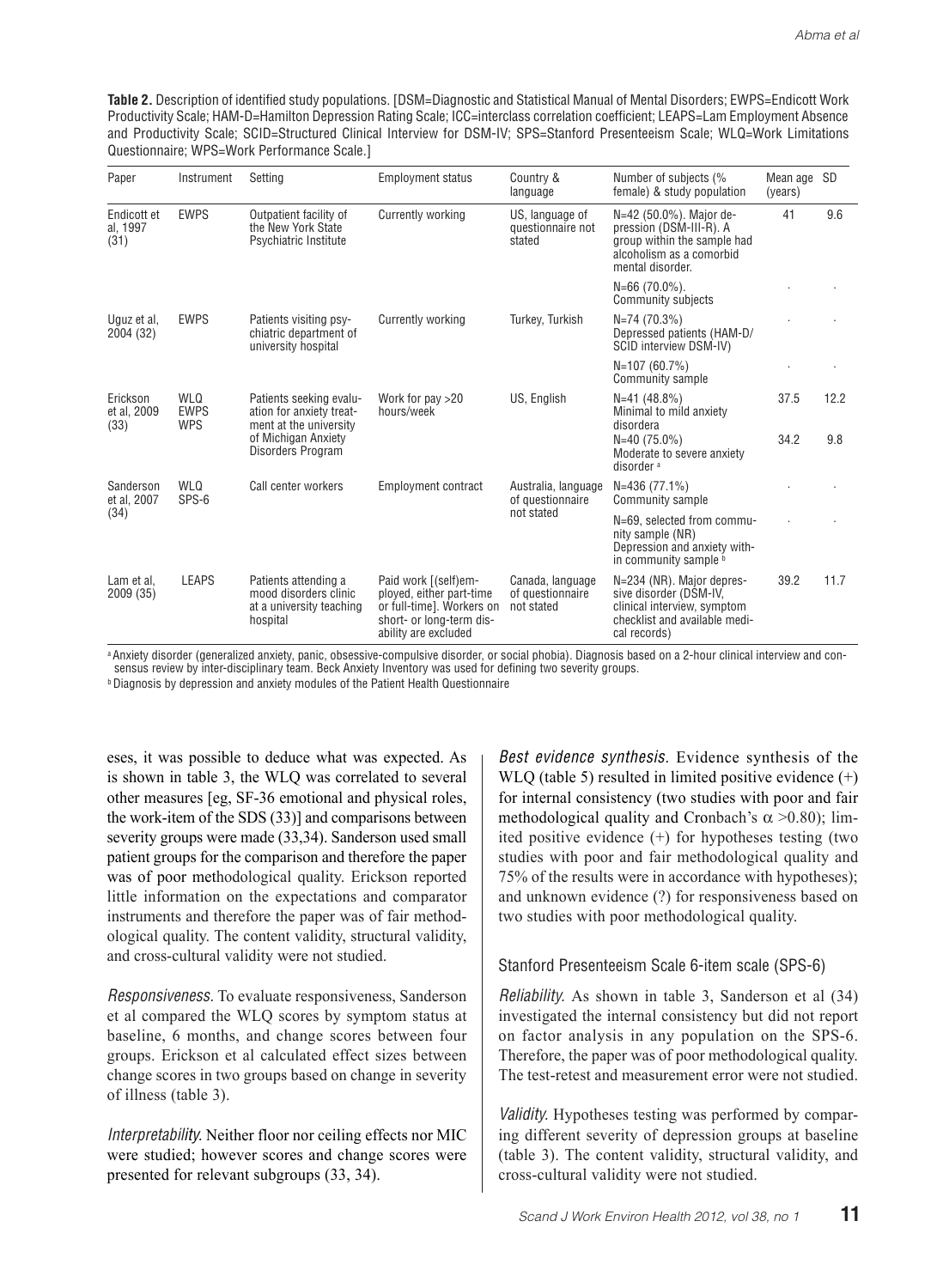**Table 2.** Description of identified study populations. [DSM=Diagnostic and Statistical Manual of Mental Disorders; EWPS=Endicott Work Productivity Scale; HAM-D=Hamilton Depression Rating Scale; ICC=interclass correlation coefficient; LEAPS=Lam Employment Absence and Productivity Scale; SCID=Structured Clinical Interview for DSM-IV; SPS=Stanford Presenteeism Scale; WLQ=Work Limitations Questionnaire; WPS=Work Performance Scale.]

| Paper | Instrument | Setting | Employment status | Country & language | Number of subjects (% female) & study population | Mean age (years) | SD |
|---|---|---|---|---|---|---|---|
| Endicott et al, 1997 (31) | EWPS | Outpatient facility of the New York State Psychiatric Institute | Currently working | US, language of questionnaire not stated | N=42 (50.0%). Major depression (DSM-III-R). A group within the sample had alcoholism as a comorbid mental disorder. | 41 | 9.6 |
| | | | | | N=66 (70.0%). Community subjects | · | · |
| Uguz et al, 2004 (32) | EWPS | Patients visiting psychiatric department of university hospital | Currently working | Turkey, Turkish | N=74 (70.3%) Depressed patients (HAM-D/ SCID interview DSM-IV) | · | · |
| | | | | | N=107 (60.7%) Community sample | · | · |
| Erickson et al, 2009 (33) | WLQ EWPS WPS | Patients seeking evaluation for anxiety treatment at the university of Michigan Anxiety Disorders Program | Work for pay >20 hours/week | US, English | N=41 (48.8%) Minimal to mild anxiety disorder[a] | 37.5 | 12.2 |
| | | | | | N=40 (75.0%) Moderate to severe anxiety disorder [a] | 34.2 | 9.8 |
| Sanderson et al, 2007 (34) | WLQ SPS-6 | Call center workers | Employment contract | Australia, language of questionnaire not stated | N=436 (77.1%) Community sample | · | · |
| | | | | | N=69, selected from community sample (NR) Depression and anxiety within community sample [b] | · | · |
| Lam et al, 2009 (35) | LEAPS | Patients attending a mood disorders clinic at a university teaching hospital | Paid work [(self)employed, either part-time or full-time]. Workers on short- or long-term disability are excluded | Canada, language of questionnaire not stated | N=234 (NR). Major depressive disorder (DSM-IV, clinical interview, symptom checklist and available medical records) | 39.2 | 11.7 |

[a] Anxiety disorder (generalized anxiety, panic, obsessive-compulsive disorder, or social phobia). Diagnosis based on a 2-hour clinical interview and consensus review by inter-disciplinary team. Beck Anxiety Inventory was used for defining two severity groups.

[b] Diagnosis by depression and anxiety modules of the Patient Health Questionnaire

eses, it was possible to deduce what was expected. As is shown in table 3, the WLQ was correlated to several other measures [eg, SF-36 emotional and physical roles, the work-item of the SDS (33)] and comparisons between severity groups were made (33,34). Sanderson used small patient groups for the comparison and therefore the paper was of poor methodological quality. Erickson reported little information on the expectations and comparator instruments and therefore the paper was of fair methodological quality. The content validity, structural validity, and cross-cultural validity were not studied.

*Responsiveness.* To evaluate responsiveness, Sanderson et al compared the WLQ scores by symptom status at baseline, 6 months, and change scores between four groups. Erickson et al calculated effect sizes between change scores in two groups based on change in severity of illness (table 3).

*Interpretability.* Neither floor nor ceiling effects nor MIC were studied; however scores and change scores were presented for relevant subgroups (33, 34).

*Best evidence synthesis.* Evidence synthesis of the WLQ (table 5) resulted in limited positive evidence (+) for internal consistency (two studies with poor and fair methodological quality and Cronbach's $\alpha$ >0.80); limited positive evidence (+) for hypotheses testing (two studies with poor and fair methodological quality and 75% of the results were in accordance with hypotheses); and unknown evidence (?) for responsiveness based on two studies with poor methodological quality.

### Stanford Presenteeism Scale 6-item scale (SPS-6)

*Reliability.* As shown in table 3, Sanderson et al (34) investigated the internal consistency but did not report on factor analysis in any population on the SPS-6. Therefore, the paper was of poor methodological quality. The test-retest and measurement error were not studied.

*Validity.* Hypotheses testing was performed by comparing different severity of depression groups at baseline (table 3). The content validity, structural validity, and cross-cultural validity were not studied.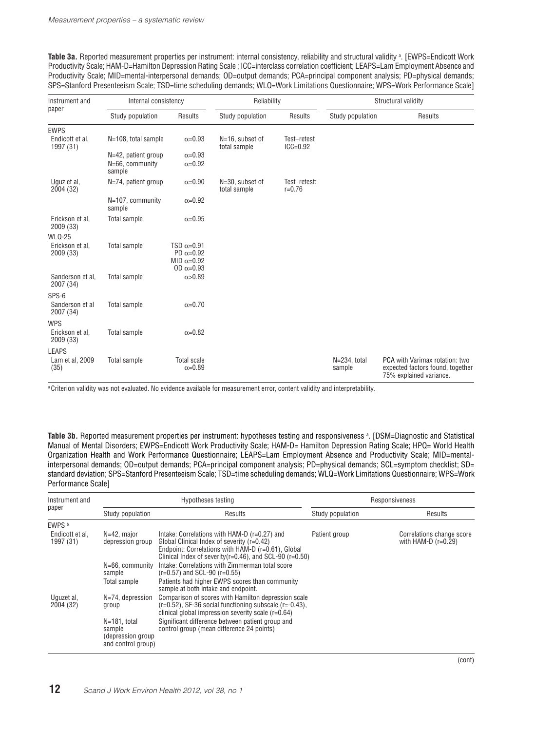**Table 3a.** Reported measurement properties per instrument: internal consistency, reliability and structural validity [a]. [EWPS=Endicott Work Productivity Scale; HAM-D=Hamilton Depression Rating Scale ; ICC=interclass correlation coefficient; LEAPS=Lam Employment Absence and Productivity Scale; MID=mental-interpersonal demands; OD=output demands; PCA=principal component analysis; PD=physical demands; SPS=Stanford Presenteeism Scale; TSD=time scheduling demands; WLQ=Work Limitations Questionnaire; WPS=Work Performance Scale]

| Instrument and paper | Internal consistency | | Reliability | | Structural validity | |
|---|---|---|---|---|---|---|
| | Study population | Results | Study population | Results | Study population | Results |
| EWPS | | | | | | |
| Endicott et al, 1997 (31) | N=108, total sample | α=0.93 | N=16, subset of total sample | Test–retest ICC=0.92 | | |
| | N=42, patient group | α=0.93 | | | | |
| | N=66, community sample | α=0.92 | | | | |
| Uguz et al, 2004 (32) | N=74, patient group | α=0.90 | N=30, subset of total sample | Test–retest: r=0.76 | | |
| | N=107, community sample | α=0.92 | | | | |
| Erickson et al, 2009 (33) | Total sample | α=0.95 | | | | |
| WLQ-25 | | | | | | |
| Erickson et al, 2009 (33) | Total sample | TSD α=0.91<br>PD α=0.92<br>MID α=0.92<br>OD α=0.93 | | | | |
| Sanderson et al, 2007 (34) | Total sample | α>0.89 | | | | |
| SPS-6 | | | | | | |
| Sanderson et al 2007 (34) | Total sample | α=0.70 | | | | |
| WPS | | | | | | |
| Erickson et al, 2009 (33) | Total sample | α=0.82 | | | | |
| LEAPS | | | | | | |
| Lam et al, 2009 (35) | Total sample | Total scale α=0.89 | | | N=234, total sample | PCA with Varimax rotation: two expected factors found, together 75% explained variance. |

[a] Criterion validity was not evaluated. No evidence available for measurement error, content validity and interpretability.

**Table 3b.** Reported measurement properties per instrument: hypotheses testing and responsiveness [a]. [DSM=Diagnostic and Statistical Manual of Mental Disorders; EWPS=Endicott Work Productivity Scale; HAM-D= Hamilton Depression Rating Scale; HPQ= World Health Organization Health and Work Performance Questionnaire; LEAPS=Lam Employment Absence and Productivity Scale; MID=mental-interpersonal demands; OD=output demands; PCA=principal component analysis; PD=physical demands; SCL=symptom checklist; SD= standard deviation; SPS=Stanford Presenteeism Scale; TSD=time scheduling demands; WLQ=Work Limitations Questionnaire; WPS=Work Performance Scale]

| Instrument and paper | Hypotheses testing | | Responsiveness | |
|---|---|---|---|---|
| | Study population | Results | Study population | Results |
| EWPS [b] | | | | |
| Endicott et al, 1997 (31) | N=42, major depression group | Intake: Correlations with HAM-D (r=0.27) and Global Clinical Index of severity (r=0.42)<br>Endpoint: Correlations with HAM-D (r=0.61), Global Clinical Index of severity(r=0.46), and SCL-90 (r=0.50) | Patient group | Correlations change score with HAM-D (r=0.29) |
| | N=66, community sample | Intake: Correlations with Zimmerman total score (r=0.57) and SCL-90 (r=0.55) | | |
| | Total sample | Patients had higher EWPS scores than community sample at both intake and endpoint. | | |
| Uguzet al, 2004 (32) | N=74, depression group | Comparison of scores with Hamilton depression scale (r=0.52), SF-36 social functioning subscale (r=-0.43), clinical global impression severity scale (r=0.64) | | |
| | N=181, total sample (depression group and control group) | Significant difference between patient group and control group (mean difference 24 points) | | |

(cont)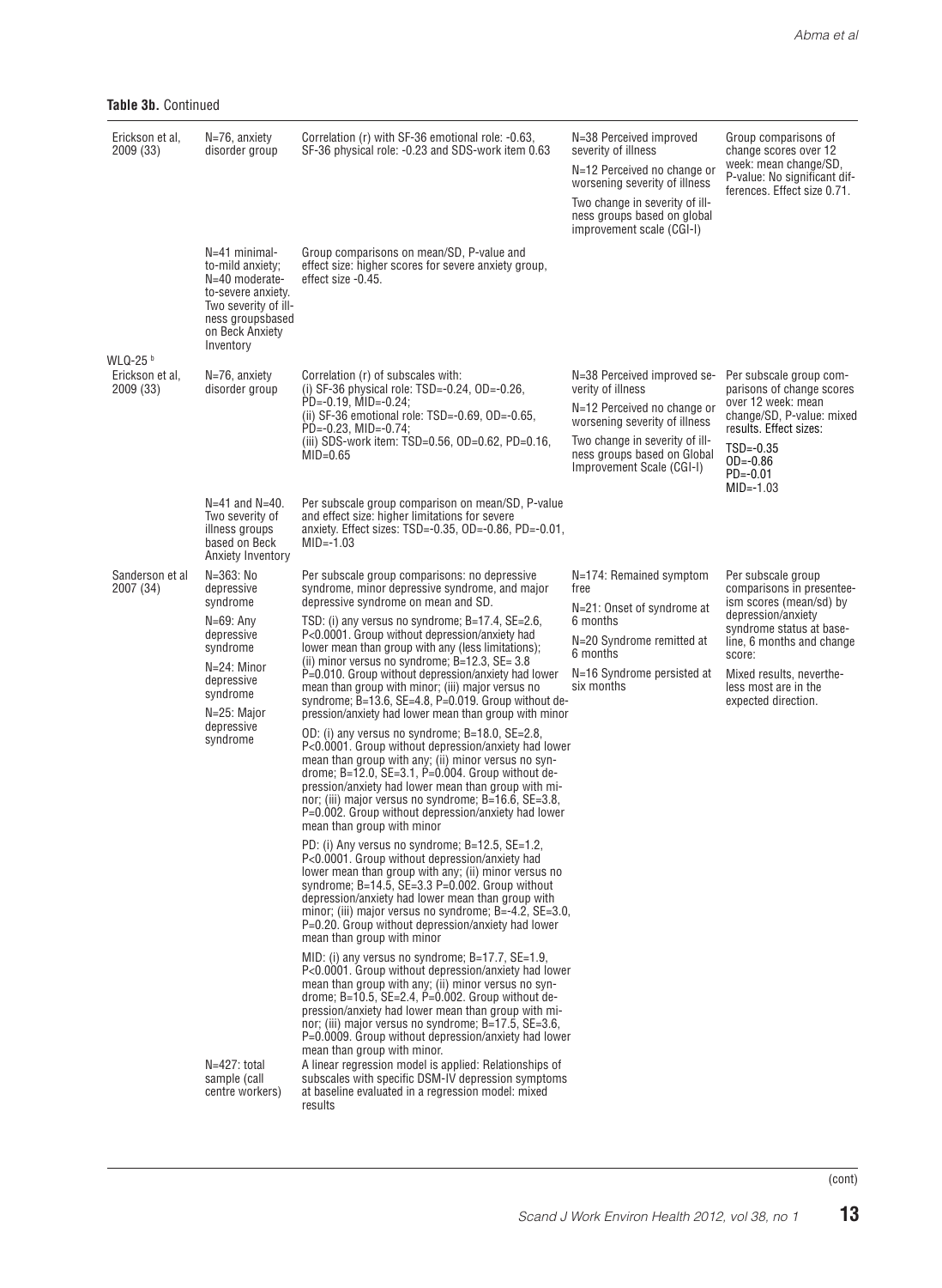**Table 3b.** Continued

| | | | | |
|---|---|---|---|---|
| Erickson et al, 2009 (33) | N=76, anxiety disorder group | Correlation (r) with SF-36 emotional role: -0.63, SF-36 physical role: -0.23 and SDS-work item 0.63 | N=38 Perceived improved severity of illness<br>N=12 Perceived no change or worsening severity of illness<br>Two change in severity of illness groups based on global improvement scale (CGI-I) | Group comparisons of change scores over 12 week: mean change/SD, P-value: No significant differences. Effect size 0.71. |
| | N=41 minimal-to-mild anxiety; N=40 moderate-to-severe anxiety. Two severity of illness groupsbased on Beck Anxiety Inventory | Group comparisons on mean/SD, P-value and effect size: higher scores for severe anxiety group, effect size -0.45. | | |
| WLQ-25 [b] | | | | |
| Erickson et al, 2009 (33) | N=76, anxiety disorder group | Correlation (r) of subscales with:<br>(i) SF-36 physical role: TSD=-0.24, OD=-0.26, PD=-0.19, MID=-0.24;<br>(ii) SF-36 emotional role: TSD=-0.69, OD=-0.65, PD=-0.23, MID=-0.74;<br>(iii) SDS-work item: TSD=0.56, OD=0.62, PD=0.16, MID=0.65 | N=38 Perceived improved severity of illness<br>N=12 Perceived no change or worsening severity of illness<br>Two change in severity of illness groups based on Global Improvement Scale (CGI-I) | Per subscale group comparisons of change scores over 12 week: mean change/SD, P-value: mixed results. Effect sizes:<br>TSD=-0.35<br>OD=-0.86<br>PD=-0.01<br>MID=-1.03 |
| | N=41 and N=40. Two severity of illness groups based on Beck Anxiety Inventory | Per subscale group comparison on mean/SD, P-value and effect size: higher limitations for severe anxiety. Effect sizes: TSD=-0.35, OD=-0.86, PD=-0.01, MID=-1.03 | | |
| Sanderson et al 2007 (34) | N=363: No depressive syndrome<br>N=69: Any depressive syndrome<br>N=24: Minor depressive syndrome<br>N=25: Major depressive syndrome | Per subscale group comparisons: no depressive syndrome, minor depressive syndrome, and major depressive syndrome on mean and SD.<br>TSD: (i) any versus no syndrome; B=17.4, SE=2.6, P<0.0001. Group without depression/anxiety had lower mean than group with any (less limitations); (ii) minor versus no syndrome; B=12.3, SE= 3.8 P=0.010. Group without depression/anxiety had lower mean than group with minor; (iii) major versus no syndrome; B=13.6, SE=4.8, P=0.019. Group without depression/anxiety had lower mean than group with minor<br>OD: (i) any versus no syndrome; B=18.0, SE=2.8, P<0.0001. Group without depression/anxiety had lower mean than group with any; (ii) minor versus no syndrome; B=12.0, SE=3.1, P=0.004. Group without depression/anxiety had lower mean than group with minor; (iii) major versus no syndrome; B=16.6, SE=3.8, P=0.002. Group without depression/anxiety had lower mean than group with minor<br>PD: (i) Any versus no syndrome; B=12.5, SE=1.2, P<0.0001. Group without depression/anxiety had lower mean than group with any; (ii) minor versus no syndrome; B=14.5, SE=3.3 P=0.002. Group without depression/anxiety had lower mean than group with minor; (iii) major versus no syndrome; B=-4.2, SE=3.0, P=0.20. Group without depression/anxiety had lower mean than group with minor<br>MID: (i) any versus no syndrome; B=17.7, SE=1.9, P<0.0001. Group without depression/anxiety had lower mean than group with any; (ii) minor versus no syndrome; B=10.5, SE=2.4, P=0.002. Group without depression/anxiety had lower mean than group with minor; (iii) major versus no syndrome; B=17.5, SE=3.6, P=0.0009. Group without depression/anxiety had lower mean than group with minor. | N=174: Remained symptom free<br>N=21: Onset of syndrome at 6 months<br>N=20 Syndrome remitted at 6 months<br>N=16 Syndrome persisted at six months | Per subscale group comparisons in presenteeism scores (mean/sd) by depression/anxiety syndrome status at baseline, 6 months and change score:<br>Mixed results, nevertheless most are in the expected direction. |
| | N=427: total sample (call centre workers) | A linear regression model is applied: Relationships of subscales with specific DSM-IV depression symptoms at baseline evaluated in a regression model: mixed results | | |

(cont)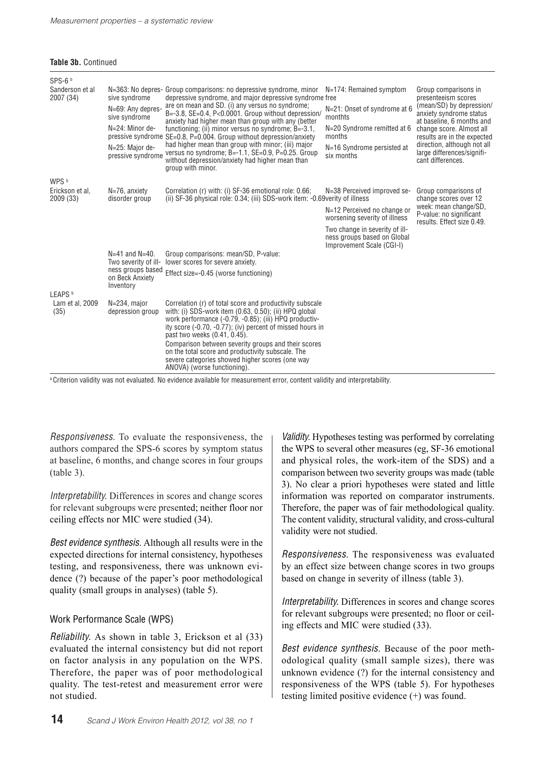**Table 3b.** Continued

| | | | | |
|---|---|---|---|---|
| SPS-6 [b] | | | | |
| Sanderson et al 2007 (34) | N=363: No depressive syndrome<br>N=69: Any depressive syndrome<br>N=24: Minor depressive syndrome<br>N=25: Major depressive syndrome | Group comparisons: no depressive syndrome, minor depressive syndrome, and major depressive syndrome are on mean and SD. (i) any versus no syndrome; B=-3.8, SE=0.4, P<0.0001. Group without depression/anxiety had higher mean than group with any (better functioning; (ii) minor versus no syndrome; B=-3.1, SE=0.8, P=0.004. Group without depression/anxiety had higher mean than group with minor; (iii) major versus no syndrome; B=-1.1, SE=0.9, P=0.25. Group without depression/anxiety had higher mean than group with minor. | N=174: Remained symptom free<br>N=21: Onset of syndrome at 6 monthts<br>N=20 Syndrome remitted at 6 months<br>N=16 Syndrome persisted at six months | Group comparisons in presenteeism scores (mean/SD) by depression/anxiety syndrome status at baseline, 6 months and change score. Almost all results are in the expected direction, although not all large differences/significant differences. |
| WPS [b] | | | | |
| Erickson et al, 2009 (33) | N=76, anxiety disorder group | Correlation (r) with: (i) SF-36 emotional role: 0.66; (ii) SF-36 physical role: 0.34; (iii) SDS-work item: -0.69 | N=38 Perceived improved severity of illness<br>N=12 Perceived no change or worsening severity of illness<br>Two change in severity of illness groups based on Global Improvement Scale (CGI-I) | Group comparisons of change scores over 12 week: mean change/SD, P-value: no significant results. Effect size 0.49. |
| | N=41 and N=40. Two severity of illness groups based on Beck Anxiety Inventory | Group comparisons: mean/SD, P-value: lower scores for severe anxiety.<br>Effect size=-0.45 (worse functioning) | | |
| LEAPS [b] | | | | |
| Lam et al, 2009 (35) | N=234, major depression group | Correlation (r) of total score and productivity subscale with: (i) SDS-work item (0.63, 0.50); (ii) HPQ global work performance (-0.79, -0.85); (iii) HPQ productivity score (-0.70, -0.77); (iv) percent of missed hours in past two weeks (0.41, 0.45).<br>Comparison between severity groups and their scores on the total score and productivity subscale. The severe categories showed higher scores (one way ANOVA) (worse functioning). | | |

[a] Criterion validity was not evaluated. No evidence available for measurement error, content validity and interpretability.

*Responsiveness.* To evaluate the responsiveness, the authors compared the SPS-6 scores by symptom status at baseline, 6 months, and change scores in four groups (table 3).

*Interpretability.* Differences in scores and change scores for relevant subgroups were presented; neither floor nor ceiling effects nor MIC were studied (34).

*Best evidence synthesis.* Although all results were in the expected directions for internal consistency, hypotheses testing, and responsiveness, there was unknown evidence (?) because of the paper's poor methodological quality (small groups in analyses) (table 5).

### Work Performance Scale (WPS)

*Reliability.* As shown in table 3, Erickson et al (33) evaluated the internal consistency but did not report on factor analysis in any population on the WPS. Therefore, the paper was of poor methodological quality. The test-retest and measurement error were not studied.

*Validity.* Hypotheses testing was performed by correlating the WPS to several other measures (eg, SF-36 emotional and physical roles, the work-item of the SDS) and a comparison between two severity groups was made (table 3). No clear a priori hypotheses were stated and little information was reported on comparator instruments. Therefore, the paper was of fair methodological quality. The content validity, structural validity, and cross-cultural validity were not studied.

*Responsiveness.* The responsiveness was evaluated by an effect size between change scores in two groups based on change in severity of illness (table 3).

*Interpretability.* Differences in scores and change scores for relevant subgroups were presented; no floor or ceiling effects and MIC were studied (33).

*Best evidence synthesis.* Because of the poor methodological quality (small sample sizes), there was unknown evidence (?) for the internal consistency and responsiveness of the WPS (table 5). For hypotheses testing limited positive evidence (+) was found.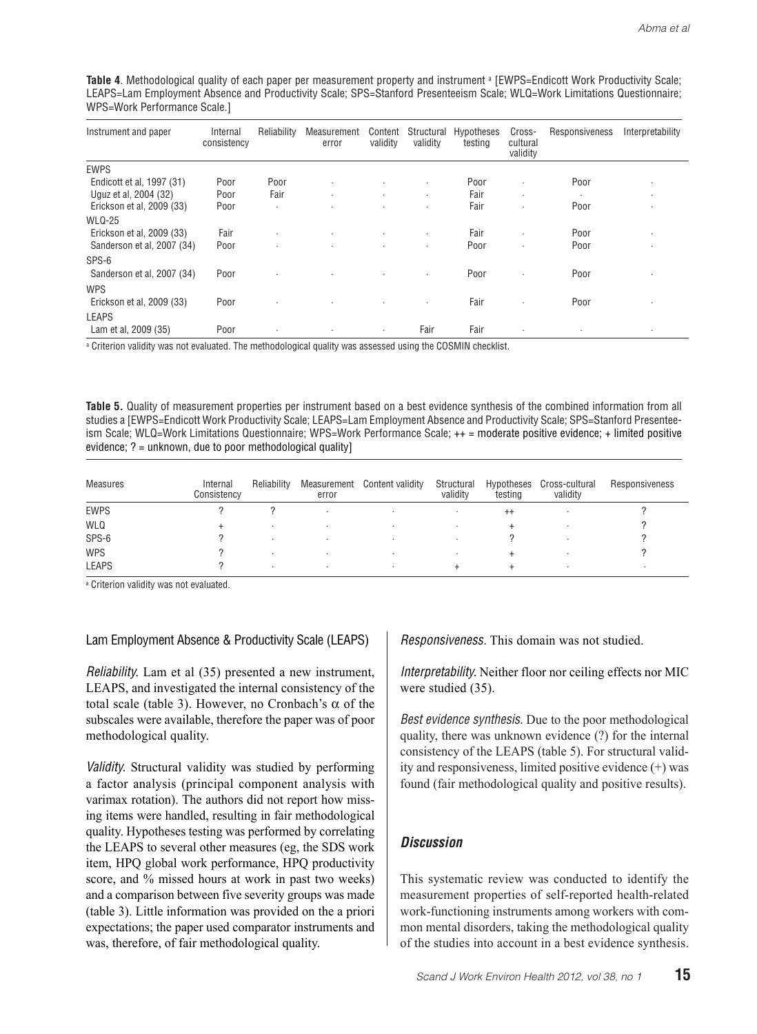**Table 4**. Methodological quality of each paper per measurement property and instrument [a] [EWPS=Endicott Work Productivity Scale; LEAPS=Lam Employment Absence and Productivity Scale; SPS=Stanford Presenteeism Scale; WLQ=Work Limitations Questionnaire; WPS=Work Performance Scale.]

| Instrument and paper | Internal consistency | Reliability | Measurement error | Content validity | Structural validity | Hypotheses testing | Cross-cultural validity | Responsiveness | Interpretability |
|---|---|---|---|---|---|---|---|---|---|
| EWPS | | | | | | | | | |
| Endicott et al, 1997 (31) | Poor | Poor | · | · | · | Poor | · | Poor | · |
| Uguz et al, 2004 (32) | Poor | Fair | · | · | · | Fair | · | · | · |
| Erickson et al, 2009 (33) | Poor | · | · | · | · | Fair | · | Poor | · |
| WLQ-25 | | | | | | | | | |
| Erickson et al, 2009 (33) | Fair | · | · | · | · | Fair | · | Poor | · |
| Sanderson et al, 2007 (34) | Poor | · | · | · | · | Poor | · | Poor | · |
| SPS-6 | | | | | | | | | |
| Sanderson et al, 2007 (34) | Poor | · | · | · | · | Poor | · | Poor | · |
| WPS | | | | | | | | | |
| Erickson et al, 2009 (33) | Poor | · | · | · | · | Fair | · | Poor | · |
| LEAPS | | | | | | | | | |
| Lam et al, 2009 (35) | Poor | · | · | · | Fair | Fair | · | · | · |

[a] Criterion validity was not evaluated. The methodological quality was assessed using the COSMIN checklist.

**Table 5.** Quality of measurement properties per instrument based on a best evidence synthesis of the combined information from all studies a [EWPS=Endicott Work Productivity Scale; LEAPS=Lam Employment Absence and Productivity Scale; SPS=Stanford Presenteeism Scale; WLQ=Work Limitations Questionnaire; WPS=Work Performance Scale; ++ = moderate positive evidence; + limited positive evidence; ? = unknown, due to poor methodological quality]

| Measures | Internal Consistency | Reliability | Measurement error | Content validity | Structural validity | Hypotheses testing | Cross-cultural validity | Responsiveness |
|---|---|---|---|---|---|---|---|---|
| EWPS | ? | ? | · | · | · | ++ | · | ? |
| WLQ | + | · | · | · | · | + | · | ? |
| SPS-6 | ? | · | · | · | · | ? | · | ? |
| WPS | ? | · | · | · | · | + | · | ? |
| LEAPS | ? | · | · | · | + | + | · | · |

[a] Criterion validity was not evaluated.

### Lam Employment Absence & Productivity Scale (LEAPS)

*Reliability.* Lam et al (35) presented a new instrument, LEAPS, and investigated the internal consistency of the total scale (table 3). However, no Cronbach's $\alpha$ of the subscales were available, therefore the paper was of poor methodological quality.

*Validity.* Structural validity was studied by performing a factor analysis (principal component analysis with varimax rotation). The authors did not report how missing items were handled, resulting in fair methodological quality. Hypotheses testing was performed by correlating the LEAPS to several other measures (eg, the SDS work item, HPQ global work performance, HPQ productivity score, and % missed hours at work in past two weeks) and a comparison between five severity groups was made (table 3). Little information was provided on the a priori expectations; the paper used comparator instruments and was, therefore, of fair methodological quality.

*Responsiveness.* This domain was not studied.

*Interpretability.* Neither floor nor ceiling effects nor MIC were studied (35).

*Best evidence synthesis.* Due to the poor methodological quality, there was unknown evidence (?) for the internal consistency of the LEAPS (table 5). For structural validity and responsiveness, limited positive evidence (+) was found (fair methodological quality and positive results).

## *Discussion*

This systematic review was conducted to identify the measurement properties of self-reported health-related work-functioning instruments among workers with common mental disorders, taking the methodological quality of the studies into account in a best evidence synthesis.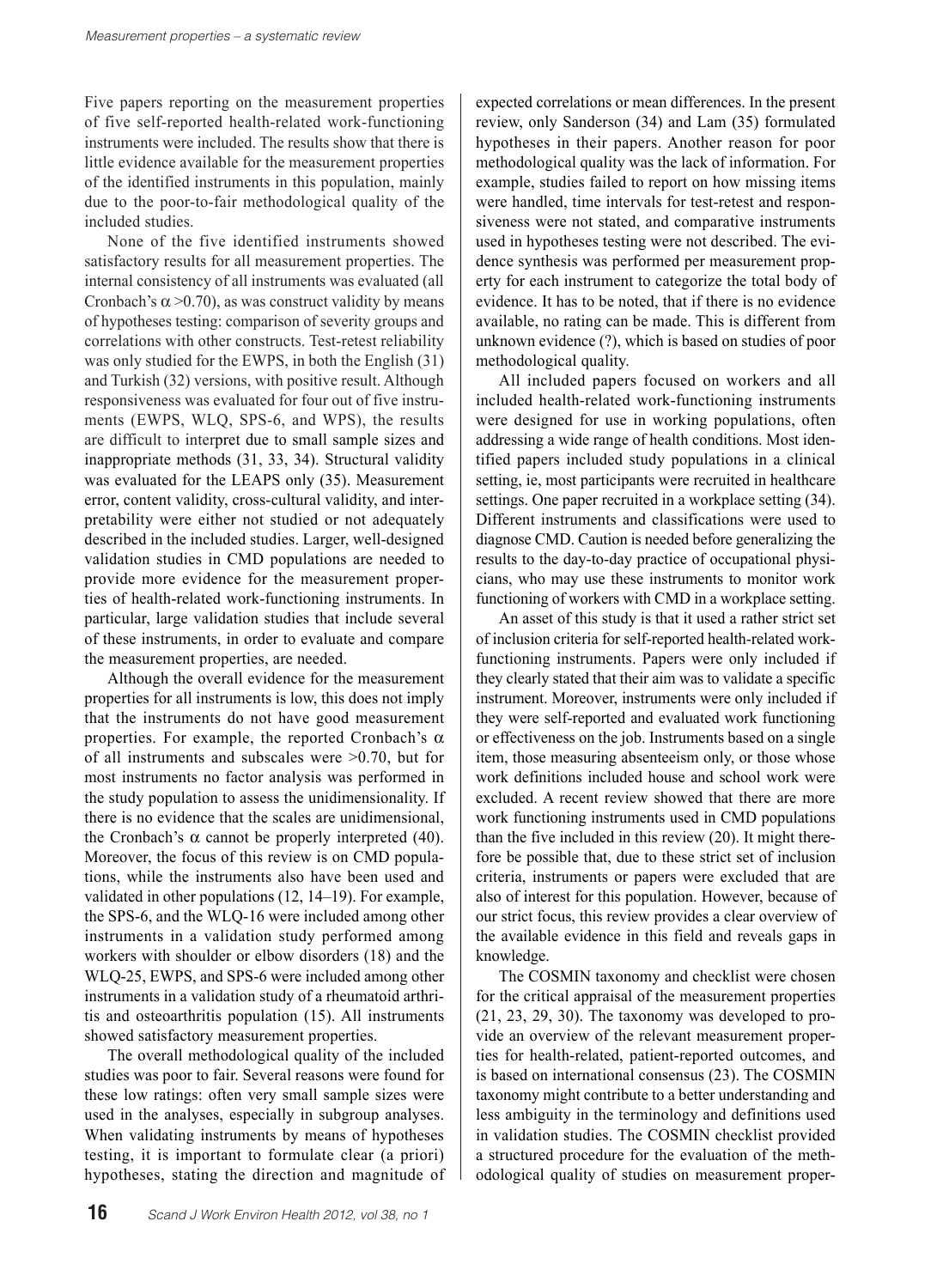Five papers reporting on the measurement properties of five self-reported health-related work-functioning instruments were included. The results show that there is little evidence available for the measurement properties of the identified instruments in this population, mainly due to the poor-to-fair methodological quality of the included studies.

None of the five identified instruments showed satisfactory results for all measurement properties. The internal consistency of all instruments was evaluated (all Cronbach's $\alpha$ >0.70), as was construct validity by means of hypotheses testing: comparison of severity groups and correlations with other constructs. Test-retest reliability was only studied for the EWPS, in both the English (31) and Turkish (32) versions, with positive result. Although responsiveness was evaluated for four out of five instruments (EWPS, WLQ, SPS-6, and WPS), the results are difficult to interpret due to small sample sizes and inappropriate methods (31, 33, 34). Structural validity was evaluated for the LEAPS only (35). Measurement error, content validity, cross-cultural validity, and interpretability were either not studied or not adequately described in the included studies. Larger, well-designed validation studies in CMD populations are needed to provide more evidence for the measurement properties of health-related work-functioning instruments. In particular, large validation studies that include several of these instruments, in order to evaluate and compare the measurement properties, are needed.

Although the overall evidence for the measurement properties for all instruments is low, this does not imply that the instruments do not have good measurement properties. For example, the reported Cronbach's $\alpha$ of all instruments and subscales were >0.70, but for most instruments no factor analysis was performed in the study population to assess the unidimensionality. If there is no evidence that the scales are unidimensional, the Cronbach's $\alpha$ cannot be properly interpreted (40). Moreover, the focus of this review is on CMD populations, while the instruments also have been used and validated in other populations (12, 14–19). For example, the SPS-6, and the WLQ-16 were included among other instruments in a validation study performed among workers with shoulder or elbow disorders (18) and the WLQ-25, EWPS, and SPS-6 were included among other instruments in a validation study of a rheumatoid arthritis and osteoarthritis population (15). All instruments showed satisfactory measurement properties.

The overall methodological quality of the included studies was poor to fair. Several reasons were found for these low ratings: often very small sample sizes were used in the analyses, especially in subgroup analyses. When validating instruments by means of hypotheses testing, it is important to formulate clear (a priori) hypotheses, stating the direction and magnitude of expected correlations or mean differences. In the present review, only Sanderson (34) and Lam (35) formulated hypotheses in their papers. Another reason for poor methodological quality was the lack of information. For example, studies failed to report on how missing items were handled, time intervals for test-retest and responsiveness were not stated, and comparative instruments used in hypotheses testing were not described. The evidence synthesis was performed per measurement property for each instrument to categorize the total body of evidence. It has to be noted, that if there is no evidence available, no rating can be made. This is different from unknown evidence (?), which is based on studies of poor methodological quality.

All included papers focused on workers and all included health-related work-functioning instruments were designed for use in working populations, often addressing a wide range of health conditions. Most identified papers included study populations in a clinical setting, ie, most participants were recruited in healthcare settings. One paper recruited in a workplace setting (34). Different instruments and classifications were used to diagnose CMD. Caution is needed before generalizing the results to the day-to-day practice of occupational physicians, who may use these instruments to monitor work functioning of workers with CMD in a workplace setting.

An asset of this study is that it used a rather strict set of inclusion criteria for self-reported health-related work-functioning instruments. Papers were only included if they clearly stated that their aim was to validate a specific instrument. Moreover, instruments were only included if they were self-reported and evaluated work functioning or effectiveness on the job. Instruments based on a single item, those measuring absenteeism only, or those whose work definitions included house and school work were excluded. A recent review showed that there are more work functioning instruments used in CMD populations than the five included in this review (20). It might therefore be possible that, due to these strict set of inclusion criteria, instruments or papers were excluded that are also of interest for this population. However, because of our strict focus, this review provides a clear overview of the available evidence in this field and reveals gaps in knowledge.

The COSMIN taxonomy and checklist were chosen for the critical appraisal of the measurement properties (21, 23, 29, 30). The taxonomy was developed to provide an overview of the relevant measurement properties for health-related, patient-reported outcomes, and is based on international consensus (23). The COSMIN taxonomy might contribute to a better understanding and less ambiguity in the terminology and definitions used in validation studies. The COSMIN checklist provided a structured procedure for the evaluation of the methodological quality of studies on measurement proper-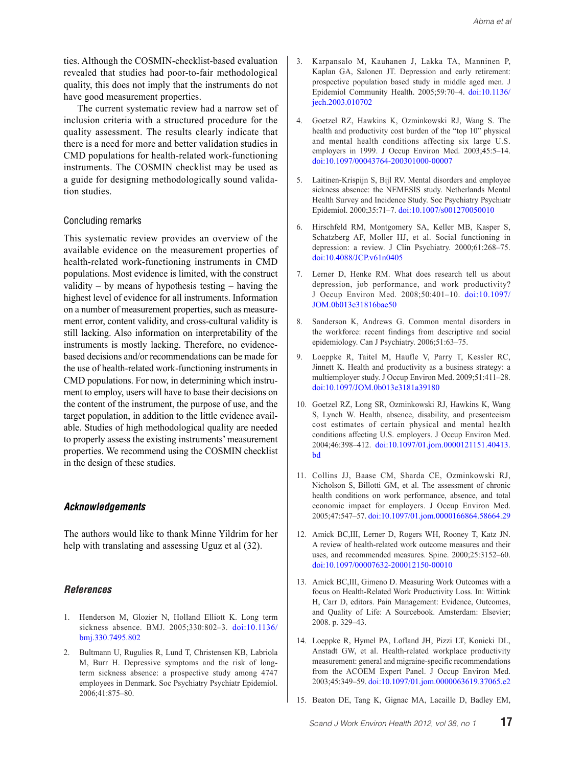ties. Although the COSMIN-checklist-based evaluation revealed that studies had poor-to-fair methodological quality, this does not imply that the instruments do not have good measurement properties.

The current systematic review had a narrow set of inclusion criteria with a structured procedure for the quality assessment. The results clearly indicate that there is a need for more and better validation studies in CMD populations for health-related work-functioning instruments. The COSMIN checklist may be used as a guide for designing methodologically sound validation studies.

### Concluding remarks

This systematic review provides an overview of the available evidence on the measurement properties of health-related work-functioning instruments in CMD populations. Most evidence is limited, with the construct validity – by means of hypothesis testing – having the highest level of evidence for all instruments. Information on a number of measurement properties, such as measurement error, content validity, and cross-cultural validity is still lacking. Also information on interpretability of the instruments is mostly lacking. Therefore, no evidence-based decisions and/or recommendations can be made for the use of health-related work-functioning instruments in CMD populations. For now, in determining which instrument to employ, users will have to base their decisions on the content of the instrument, the purpose of use, and the target population, in addition to the little evidence available. Studies of high methodological quality are needed to properly assess the existing instruments' measurement properties. We recommend using the COSMIN checklist in the design of these studies.

## *Acknowledgements*

The authors would like to thank Minne Yildrim for her help with translating and assessing Uguz et al (32).

## *References*

1. Henderson M, Glozier N, Holland Elliott K. Long term sickness absence. BMJ. 2005;330:802–3. doi:10.1136/bmj.330.7495.802
2. Bultmann U, Rugulies R, Lund T, Christensen KB, Labriola M, Burr H. Depressive symptoms and the risk of long-term sickness absence: a prospective study among 4747 employees in Denmark. Soc Psychiatry Psychiatr Epidemiol. 2006;41:875–80.
3. Karpansalo M, Kauhanen J, Lakka TA, Manninen P, Kaplan GA, Salonen JT. Depression and early retirement: prospective population based study in middle aged men. J Epidemiol Community Health. 2005;59:70–4. doi:10.1136/jech.2003.010702
4. Goetzel RZ, Hawkins K, Ozminkowski RJ, Wang S. The health and productivity cost burden of the "top 10" physical and mental health conditions affecting six large U.S. employers in 1999. J Occup Environ Med. 2003;45:5–14. doi:10.1097/00043764-200301000-00007
5. Laitinen-Krispijn S, Bijl RV. Mental disorders and employee sickness absence: the NEMESIS study. Netherlands Mental Health Survey and Incidence Study. Soc Psychiatry Psychiatr Epidemiol. 2000;35:71–7. doi:10.1007/s001270050010
6. Hirschfeld RM, Montgomery SA, Keller MB, Kasper S, Schatzberg AF, Moller HJ, et al. Social functioning in depression: a review. J Clin Psychiatry. 2000;61:268–75. doi:10.4088/JCP.v61n0405
7. Lerner D, Henke RM. What does research tell us about depression, job performance, and work productivity? J Occup Environ Med. 2008;50:401–10. doi:10.1097/JOM.0b013e31816bae50
8. Sanderson K, Andrews G. Common mental disorders in the workforce: recent findings from descriptive and social epidemiology. Can J Psychiatry. 2006;51:63–75.
9. Loeppke R, Taitel M, Haufle V, Parry T, Kessler RC, Jinnett K. Health and productivity as a business strategy: a multiemployer study. J Occup Environ Med. 2009;51:411–28. doi:10.1097/JOM.0b013e3181a39180
10. Goetzel RZ, Long SR, Ozminkowski RJ, Hawkins K, Wang S, Lynch W. Health, absence, disability, and presenteeism cost estimates of certain physical and mental health conditions affecting U.S. employers. J Occup Environ Med. 2004;46:398–412. doi:10.1097/01.jom.0000121151.40413.bd
11. Collins JJ, Baase CM, Sharda CE, Ozminkowski RJ, Nicholson S, Billotti GM, et al. The assessment of chronic health conditions on work performance, absence, and total economic impact for employers. J Occup Environ Med. 2005;47:547–57. doi:10.1097/01.jom.0000166864.58664.29
12. Amick BC,III, Lerner D, Rogers WH, Rooney T, Katz JN. A review of health-related work outcome measures and their uses, and recommended measures. Spine. 2000;25:3152–60. doi:10.1097/00007632-200012150-00010
13. Amick BC,III, Gimeno D. Measuring Work Outcomes with a focus on Health-Related Work Productivity Loss. In: Wittink H, Carr D, editors. Pain Management: Evidence, Outcomes, and Quality of Life: A Sourcebook. Amsterdam: Elsevier; 2008. p. 329–43.
14. Loeppke R, Hymel PA, Lofland JH, Pizzi LT, Konicki DL, Anstadt GW, et al. Health-related workplace productivity measurement: general and migraine-specific recommendations from the ACOEM Expert Panel. J Occup Environ Med. 2003;45:349–59. doi:10.1097/01.jom.0000063619.37065.e2
15. Beaton DE, Tang K, Gignac MA, Lacaille D, Badley EM,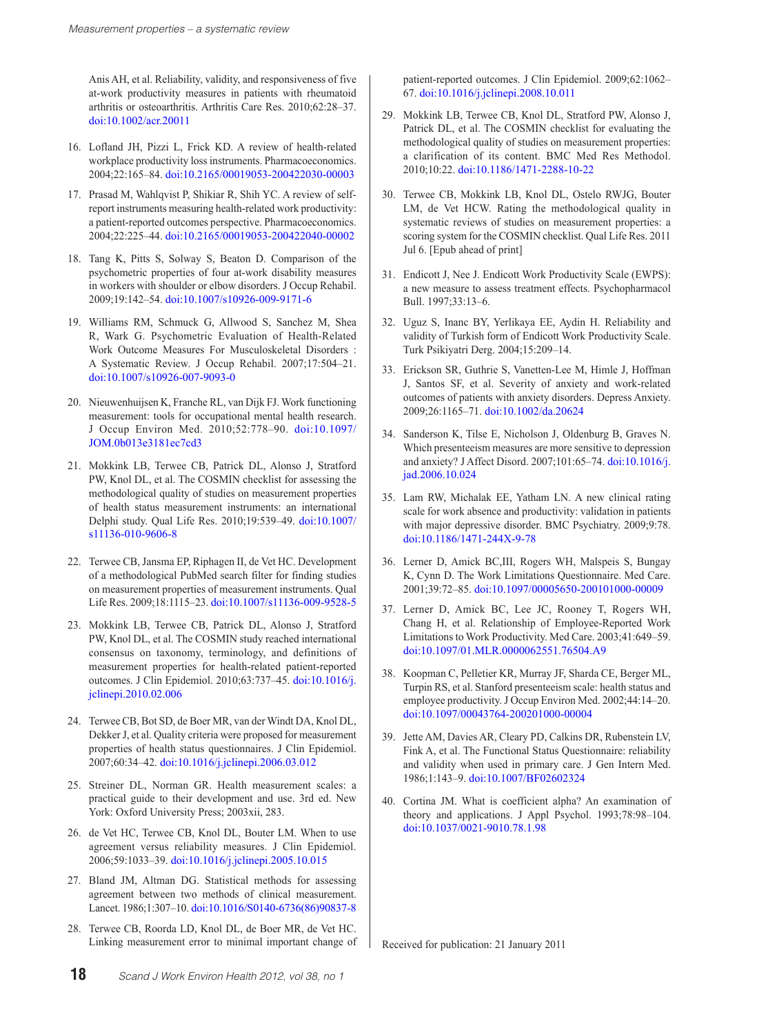Anis AH, et al. Reliability, validity, and responsiveness of five at-work productivity measures in patients with rheumatoid arthritis or osteoarthritis. Arthritis Care Res. 2010;62:28–37. doi:10.1002/acr.20011

16. Lofland JH, Pizzi L, Frick KD. A review of health-related workplace productivity loss instruments. Pharmacoeconomics. 2004;22:165–84. doi:10.2165/00019053-200422030-00003

17. Prasad M, Wahlqvist P, Shikiar R, Shih YC. A review of self-report instruments measuring health-related work productivity: a patient-reported outcomes perspective. Pharmacoeconomics. 2004;22:225–44. doi:10.2165/00019053-200422040-00002

18. Tang K, Pitts S, Solway S, Beaton D. Comparison of the psychometric properties of four at-work disability measures in workers with shoulder or elbow disorders. J Occup Rehabil. 2009;19:142–54. doi:10.1007/s10926-009-9171-6

19. Williams RM, Schmuck G, Allwood S, Sanchez M, Shea R, Wark G. Psychometric Evaluation of Health-Related Work Outcome Measures For Musculoskeletal Disorders : A Systematic Review. J Occup Rehabil. 2007;17:504–21. doi:10.1007/s10926-007-9093-0

20. Nieuwenhuijsen K, Franche RL, van Dijk FJ. Work functioning measurement: tools for occupational mental health research. J Occup Environ Med. 2010;52:778–90. doi:10.1097/JOM.0b013e3181ec7cd3

21. Mokkink LB, Terwee CB, Patrick DL, Alonso J, Stratford PW, Knol DL, et al. The COSMIN checklist for assessing the methodological quality of studies on measurement properties of health status measurement instruments: an international Delphi study. Qual Life Res. 2010;19:539–49. doi:10.1007/s11136-010-9606-8

22. Terwee CB, Jansma EP, Riphagen II, de Vet HC. Development of a methodological PubMed search filter for finding studies on measurement properties of measurement instruments. Qual Life Res. 2009;18:1115–23. doi:10.1007/s11136-009-9528-5

23. Mokkink LB, Terwee CB, Patrick DL, Alonso J, Stratford PW, Knol DL, et al. The COSMIN study reached international consensus on taxonomy, terminology, and definitions of measurement properties for health-related patient-reported outcomes. J Clin Epidemiol. 2010;63:737–45. doi:10.1016/j.jclinepi.2010.02.006

24. Terwee CB, Bot SD, de Boer MR, van der Windt DA, Knol DL, Dekker J, et al. Quality criteria were proposed for measurement properties of health status questionnaires. J Clin Epidemiol. 2007;60:34–42. doi:10.1016/j.jclinepi.2006.03.012

25. Streiner DL, Norman GR. Health measurement scales: a practical guide to their development and use. 3rd ed. New York: Oxford University Press; 2003xii, 283.

26. de Vet HC, Terwee CB, Knol DL, Bouter LM. When to use agreement versus reliability measures. J Clin Epidemiol. 2006;59:1033–39. doi:10.1016/j.jclinepi.2005.10.015

27. Bland JM, Altman DG. Statistical methods for assessing agreement between two methods of clinical measurement. Lancet. 1986;1:307–10. doi:10.1016/S0140-6736(86)90837-8

28. Terwee CB, Roorda LD, Knol DL, de Boer MR, de Vet HC. Linking measurement error to minimal important change of patient-reported outcomes. J Clin Epidemiol. 2009;62:1062–67. doi:10.1016/j.jclinepi.2008.10.011

29. Mokkink LB, Terwee CB, Knol DL, Stratford PW, Alonso J, Patrick DL, et al. The COSMIN checklist for evaluating the methodological quality of studies on measurement properties: a clarification of its content. BMC Med Res Methodol. 2010;10:22. doi:10.1186/1471-2288-10-22

30. Terwee CB, Mokkink LB, Knol DL, Ostelo RWJG, Bouter LM, de Vet HCW. Rating the methodological quality in systematic reviews of studies on measurement properties: a scoring system for the COSMIN checklist. Qual Life Res. 2011 Jul 6. [Epub ahead of print]

31. Endicott J, Nee J. Endicott Work Productivity Scale (EWPS): a new measure to assess treatment effects. Psychopharmacol Bull. 1997;33:13–6.

32. Uguz S, Inanc BY, Yerlikaya EE, Aydin H. Reliability and validity of Turkish form of Endicott Work Productivity Scale. Turk Psikiyatri Derg. 2004;15:209–14.

33. Erickson SR, Guthrie S, Vanetten-Lee M, Himle J, Hoffman J, Santos SF, et al. Severity of anxiety and work-related outcomes of patients with anxiety disorders. Depress Anxiety. 2009;26:1165–71. doi:10.1002/da.20624

34. Sanderson K, Tilse E, Nicholson J, Oldenburg B, Graves N. Which presenteeism measures are more sensitive to depression and anxiety? J Affect Disord. 2007;101:65–74. doi:10.1016/j.jad.2006.10.024

35. Lam RW, Michalak EE, Yatham LN. A new clinical rating scale for work absence and productivity: validation in patients with major depressive disorder. BMC Psychiatry. 2009;9:78. doi:10.1186/1471-244X-9-78

36. Lerner D, Amick BC,III, Rogers WH, Malspeis S, Bungay K, Cynn D. The Work Limitations Questionnaire. Med Care. 2001;39:72–85. doi:10.1097/00005650-200101000-00009

37. Lerner D, Amick BC, Lee JC, Rooney T, Rogers WH, Chang H, et al. Relationship of Employee-Reported Work Limitations to Work Productivity. Med Care. 2003;41:649–59. doi:10.1097/01.MLR.0000062551.76504.A9

38. Koopman C, Pelletier KR, Murray JF, Sharda CE, Berger ML, Turpin RS, et al. Stanford presenteeism scale: health status and employee productivity. J Occup Environ Med. 2002;44:14–20. doi:10.1097/00043764-200201000-00004

39. Jette AM, Davies AR, Cleary PD, Calkins DR, Rubenstein LV, Fink A, et al. The Functional Status Questionnaire: reliability and validity when used in primary care. J Gen Intern Med. 1986;1:143–9. doi:10.1007/BF02602324

40. Cortina JM. What is coefficient alpha? An examination of theory and applications. J Appl Psychol. 1993;78:98–104. doi:10.1037/0021-9010.78.1.98

Received for publication: 21 January 2011